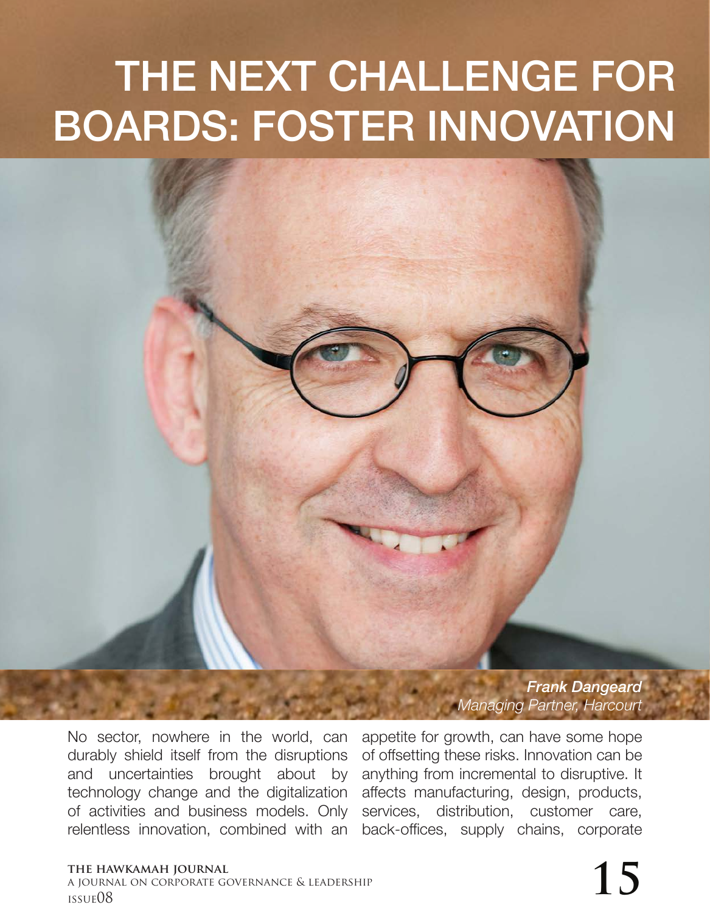# THE NEXT CHALLENGE FOR BOARDS: FOSTER INNOVATION

***Frank Dangeard***
*Managing Partner, Harcourt*

No sector, nowhere in the world, can durably shield itself from the disruptions and uncertainties brought about by technology change and the digitalization of activities and business models. Only relentless innovation, combined with an appetite for growth, can have some hope of offsetting these risks. Innovation can be anything from incremental to disruptive. It affects manufacturing, design, products, services, distribution, customer care, back-offices, supply chains, corporate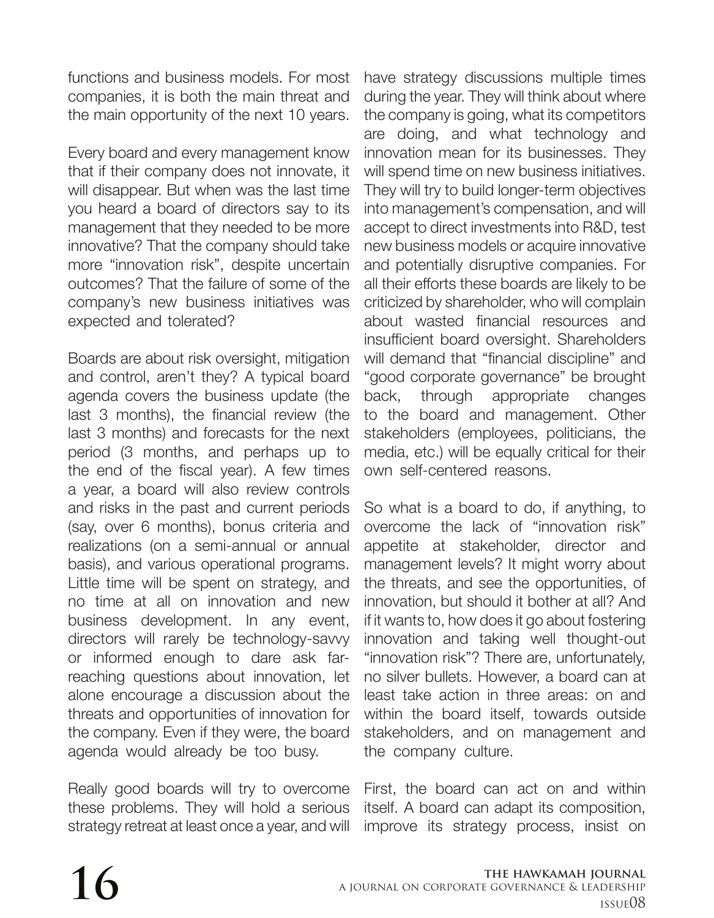functions and business models. For most companies, it is both the main threat and the main opportunity of the next 10 years.

Every board and every management know that if their company does not innovate, it will disappear. But when was the last time you heard a board of directors say to its management that they needed to be more innovative? That the company should take more "innovation risk", despite uncertain outcomes? That the failure of some of the company's new business initiatives was expected and tolerated?

Boards are about risk oversight, mitigation and control, aren't they? A typical board agenda covers the business update (the last 3 months), the financial review (the last 3 months) and forecasts for the next period (3 months, and perhaps up to the end of the fiscal year). A few times a year, a board will also review controls and risks in the past and current periods (say, over 6 months), bonus criteria and realizations (on a semi-annual or annual basis), and various operational programs. Little time will be spent on strategy, and no time at all on innovation and new business development. In any event, directors will rarely be technology-savvy or informed enough to dare ask far-reaching questions about innovation, let alone encourage a discussion about the threats and opportunities of innovation for the company. Even if they were, the board agenda would already be too busy.

Really good boards will try to overcome these problems. They will hold a serious strategy retreat at least once a year, and will have strategy discussions multiple times during the year. They will think about where the company is going, what its competitors are doing, and what technology and innovation mean for its businesses. They will spend time on new business initiatives. They will try to build longer-term objectives into management's compensation, and will accept to direct investments into R&D, test new business models or acquire innovative and potentially disruptive companies. For all their efforts these boards are likely to be criticized by shareholder, who will complain about wasted financial resources and insufficient board oversight. Shareholders will demand that "financial discipline" and "good corporate governance" be brought back, through appropriate changes to the board and management. Other stakeholders (employees, politicians, the media, etc.) will be equally critical for their own self-centered reasons.

So what is a board to do, if anything, to overcome the lack of "innovation risk" appetite at stakeholder, director and management levels? It might worry about the threats, and see the opportunities, of innovation, but should it bother at all? And if it wants to, how does it go about fostering innovation and taking well thought-out "innovation risk"? There are, unfortunately, no silver bullets. However, a board can at least take action in three areas: on and within the board itself, towards outside stakeholders, and on management and the company culture.

First, the board can act on and within itself. A board can adapt its composition, improve its strategy process, insist on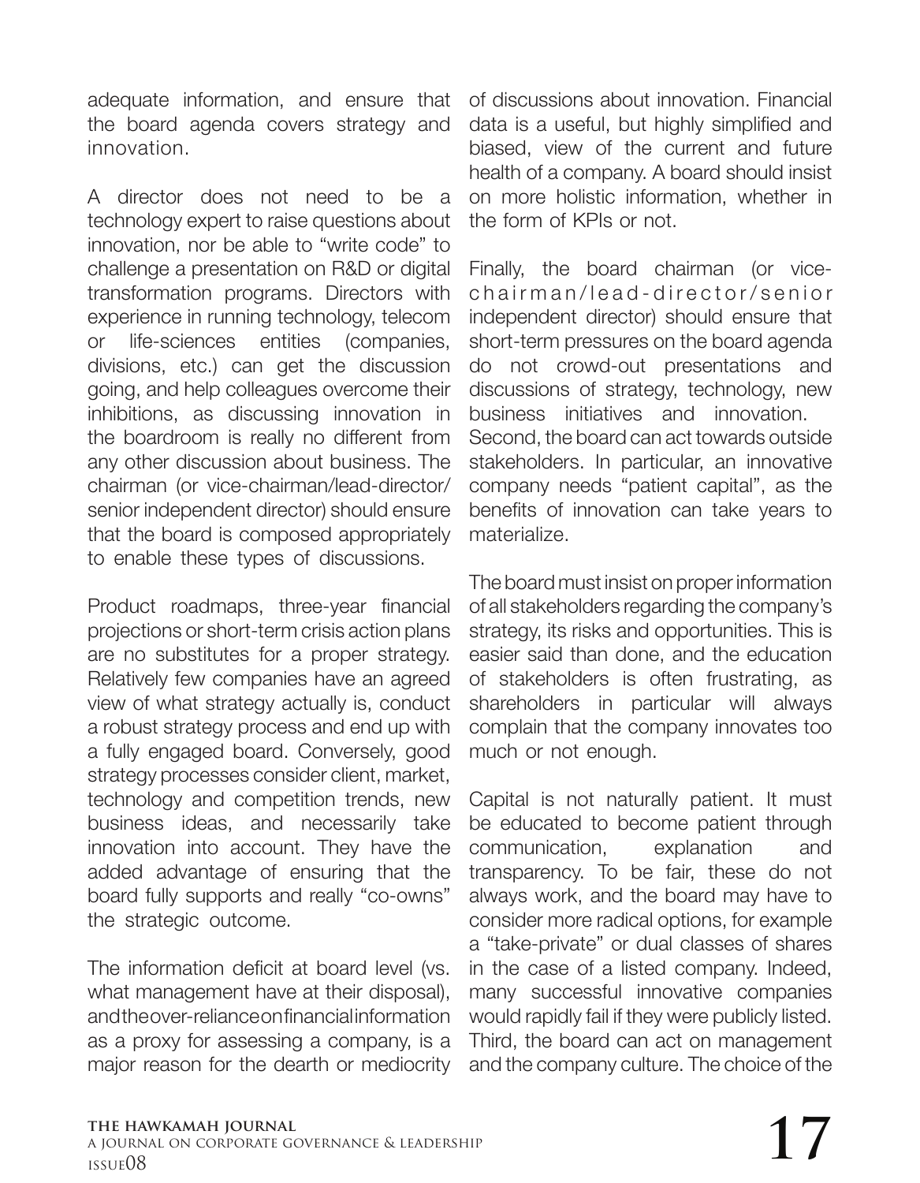adequate information, and ensure that the board agenda covers strategy and innovation.

A director does not need to be a technology expert to raise questions about innovation, nor be able to "write code" to challenge a presentation on R&D or digital transformation programs. Directors with experience in running technology, telecom or life-sciences entities (companies, divisions, etc.) can get the discussion going, and help colleagues overcome their inhibitions, as discussing innovation in the boardroom is really no different from any other discussion about business. The chairman (or vice-chairman/lead-director/senior independent director) should ensure that the board is composed appropriately to enable these types of discussions.

Product roadmaps, three-year financial projections or short-term crisis action plans are no substitutes for a proper strategy. Relatively few companies have an agreed view of what strategy actually is, conduct a robust strategy process and end up with a fully engaged board. Conversely, good strategy processes consider client, market, technology and competition trends, new business ideas, and necessarily take innovation into account. They have the added advantage of ensuring that the board fully supports and really "co-owns" the strategic outcome.

The information deficit at board level (vs. what management have at their disposal), and the over-reliance on financial information as a proxy for assessing a company, is a major reason for the dearth or mediocrity of discussions about innovation. Financial data is a useful, but highly simplified and biased, view of the current and future health of a company. A board should insist on more holistic information, whether in the form of KPIs or not.

Finally, the board chairman (or vice-chairman/lead-director/senior independent director) should ensure that short-term pressures on the board agenda do not crowd-out presentations and discussions of strategy, technology, new business initiatives and innovation.

Second, the board can act towards outside stakeholders. In particular, an innovative company needs "patient capital", as the benefits of innovation can take years to materialize.

The board must insist on proper information of all stakeholders regarding the company's strategy, its risks and opportunities. This is easier said than done, and the education of stakeholders is often frustrating, as shareholders in particular will always complain that the company innovates too much or not enough.

Capital is not naturally patient. It must be educated to become patient through communication, explanation and transparency. To be fair, these do not always work, and the board may have to consider more radical options, for example a "take-private" or dual classes of shares in the case of a listed company. Indeed, many successful innovative companies would rapidly fail if they were publicly listed.

Third, the board can act on management and the company culture. The choice of the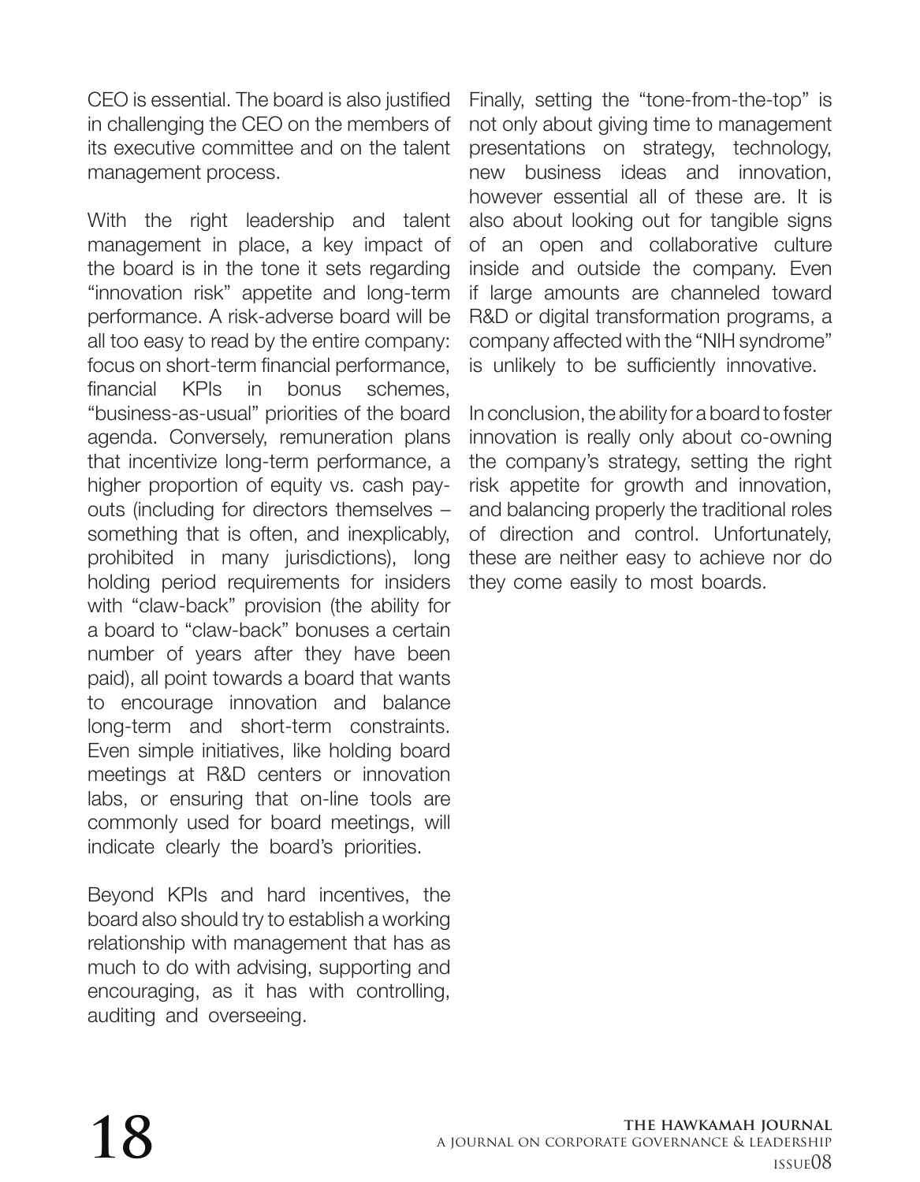CEO is essential. The board is also justified in challenging the CEO on the members of its executive committee and on the talent management process.

With the right leadership and talent management in place, a key impact of the board is in the tone it sets regarding "innovation risk" appetite and long-term performance. A risk-adverse board will be all too easy to read by the entire company: focus on short-term financial performance, financial KPIs in bonus schemes, "business-as-usual" priorities of the board agenda. Conversely, remuneration plans that incentivize long-term performance, a higher proportion of equity vs. cash pay-outs (including for directors themselves – something that is often, and inexplicably, prohibited in many jurisdictions), long holding period requirements for insiders with "claw-back" provision (the ability for a board to "claw-back" bonuses a certain number of years after they have been paid), all point towards a board that wants to encourage innovation and balance long-term and short-term constraints. Even simple initiatives, like holding board meetings at R&D centers or innovation labs, or ensuring that on-line tools are commonly used for board meetings, will indicate clearly the board's priorities.

Beyond KPIs and hard incentives, the board also should try to establish a working relationship with management that has as much to do with advising, supporting and encouraging, as it has with controlling, auditing and overseeing.

Finally, setting the "tone-from-the-top" is not only about giving time to management presentations on strategy, technology, new business ideas and innovation, however essential all of these are. It is also about looking out for tangible signs of an open and collaborative culture inside and outside the company. Even if large amounts are channeled toward R&D or digital transformation programs, a company affected with the "NIH syndrome" is unlikely to be sufficiently innovative.

In conclusion, the ability for a board to foster innovation is really only about co-owning the company's strategy, setting the right risk appetite for growth and innovation, and balancing properly the traditional roles of direction and control. Unfortunately, these are neither easy to achieve nor do they come easily to most boards.